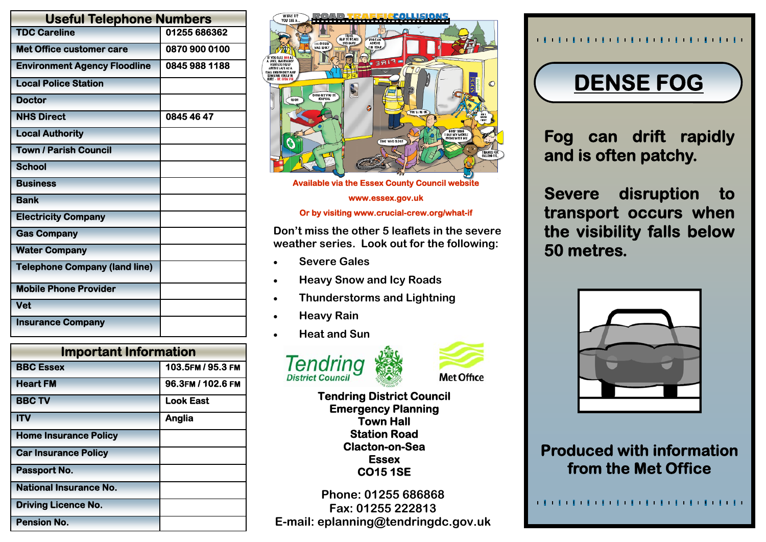## Useful Telephone Numbers

| Useful Telephone Numbers | |
|---|---|
| TDC Careline | 01255 686362 |
| Met Office customer care | 0870 900 0100 |
| Environment Agency Floodline | 0845 988 1188 |
| Local Police Station | |
| Doctor | |
| NHS Direct | 0845 46 47 |
| Local Authority | |
| Town / Parish Council | |
| School | |
| Business | |
| Bank | |
| Electricity Company | |
| Gas Company | |
| Water Company | |
| Telephone Company (land line) | |
| Mobile Phone Provider | |
| Vet | |
| Insurance Company | |

## Important Information

| Important Information | |
|---|---|
| BBC Essex | 103.5FM / 95.3 FM |
| Heart FM | 96.3FM / 102.6 FM |
| BBC TV | Look East |
| ITV | Anglia |
| Home Insurance Policy | |
| Car Insurance Policy | |
| Passport No. | |
| National Insurance No. | |
| Driving Licence No. | |
| Pension No. | |

**ROAD TRAFFIC COLLISIONS**

Available via the Essex County Council website

www.essex.gov.uk

Or by visiting www.crucial-crew.org/what-if

Don't miss the other 5 leaflets in the severe weather series. Look out for the following:

- Severe Gales
- Heavy Snow and Icy Roads
- Thunderstorms and Lightning
- Heavy Rain
- Heat and Sun

Tendring District Council

Met Office

**Tendring District Council**
**Emergency Planning**
**Town Hall**
**Station Road**
**Clacton-on-Sea**
**Essex**
**CO15 1SE**

**Phone: 01255 686868**
**Fax: 01255 222813**
**E-mail: eplanning@tendringdc.gov.uk**

# DENSE FOG

**Fog can drift rapidly and is often patchy.**

**Severe disruption to transport occurs when the visibility falls below 50 metres.**

**Produced with information from the Met Office**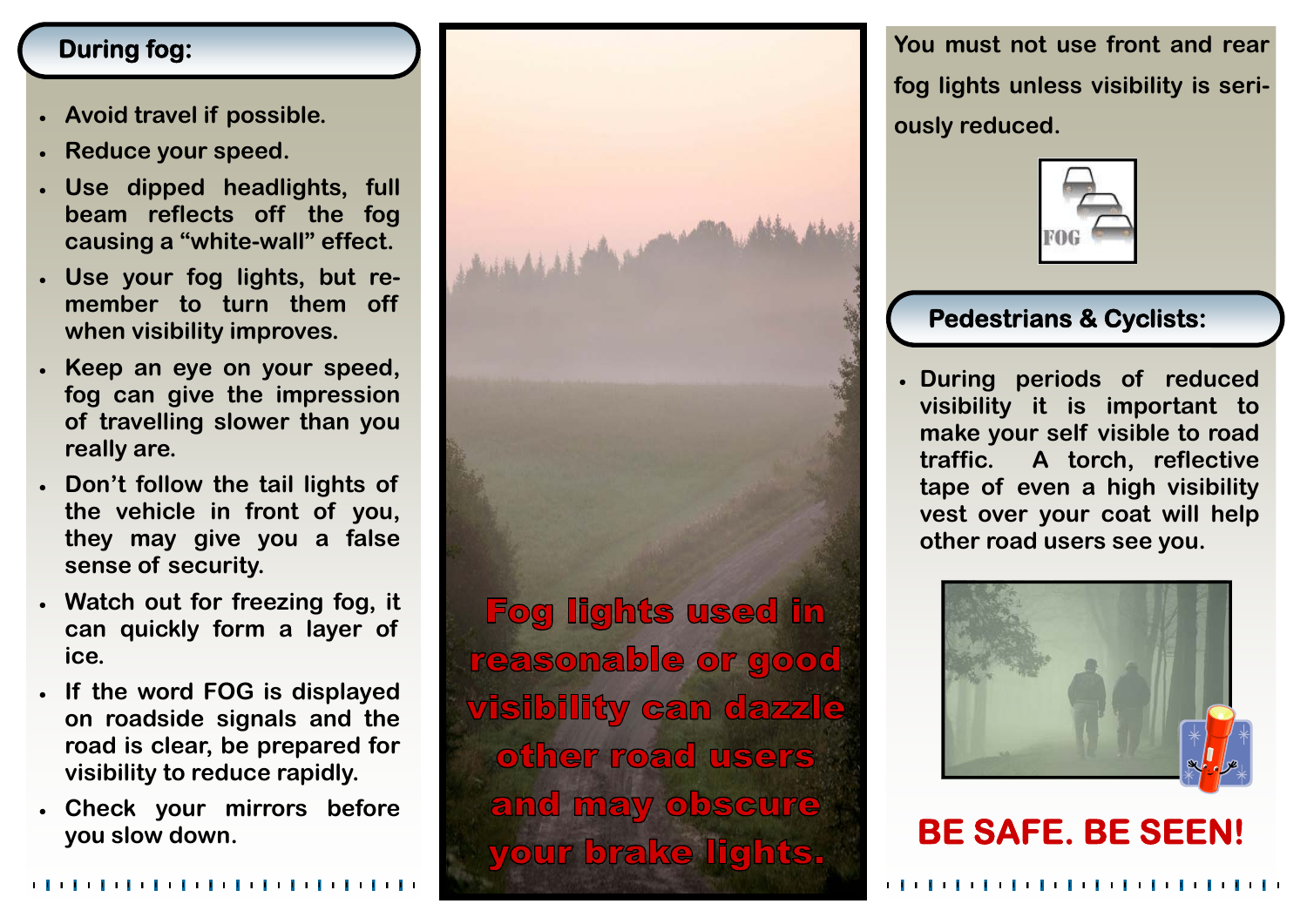## During fog:

- Avoid travel if possible.
- Reduce your speed.
- Use dipped headlights, full beam reflects off the fog causing a "white-wall" effect.
- Use your fog lights, but remember to turn them off when visibility improves.
- Keep an eye on your speed, fog can give the impression of travelling slower than you really are.
- Don't follow the tail lights of the vehicle in front of you, they may give you a false sense of security.
- Watch out for freezing fog, it can quickly form a layer of ice.
- If the word FOG is displayed on roadside signals and the road is clear, be prepared for visibility to reduce rapidly.
- Check your mirrors before you slow down.

**Fog lights used in reasonable or good visibility can dazzle other road users and may obscure your brake lights.**

You must not use front and rear fog lights unless visibility is seriously reduced.

FOG

## Pedestrians & Cyclists:

- During periods of reduced visibility it is important to make your self visible to road traffic. A torch, reflective tape of even a high visibility vest over your coat will help other road users see you.

**BE SAFE. BE SEEN!**